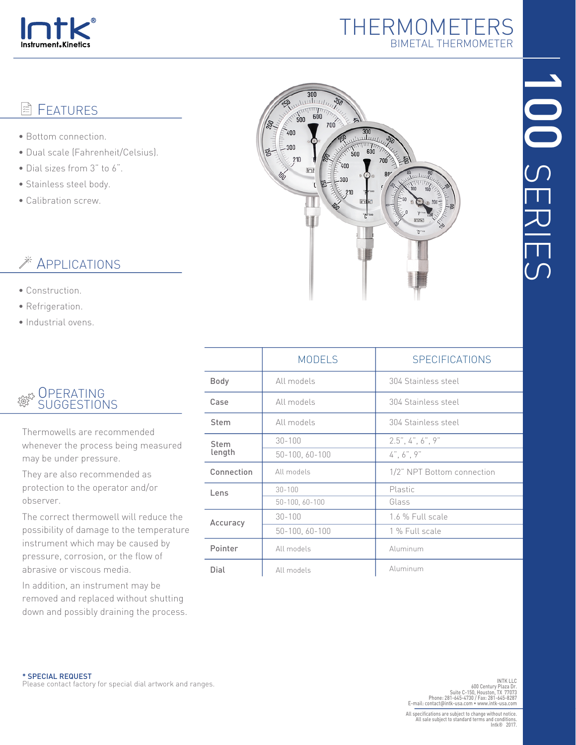# THERMOMETERS

## BIMETAL THERMOMETER

# 100 SERIES

## Features

- Bottom connection.
- Dual scale (Fahrenheit/Celsius).
- Dial sizes from 3" to 6".
- Stainless steel body.
- Calibration screw.

## Applications

- Construction.
- Refrigeration.
- Industrial ovens.

## Operating Suggestions

Thermowells are recommended whenever the process being measured may be under pressure.

They are also recommended as protection to the operator and/or observer.

The correct thermowell will reduce the possibility of damage to the temperature instrument which may be caused by pressure, corrosion, or the flow of abrasive or viscous media.

In addition, an instrument may be removed and replaced without shutting down and possibly draining the process.

| | MODELS | SPECIFICATIONS |
|---|---|---|
| Body | All models | 304 Stainless steel |
| Case | All models | 304 Stainless steel |
| Stem | All models | 304 Stainless steel |
| Stem length | 30-100 | 2.5", 4", 6", 9" |
| | 50-100, 60-100 | 4", 6", 9" |
| Connection | All models | 1/2" NPT Bottom connection |
| Lens | 30-100 | Plastic |
| | 50-100, 60-100 | Glass |
| Accuracy | 30-100 | 1.6 % Full scale |
| | 50-100, 60-100 | 1 % Full scale |
| Pointer | All models | Aluminum |
| Dial | All models | Aluminum |

**\* SPECIAL REQUEST**
Please contact factory for special dial artwork and ranges.

INTK LLC
600 Century Plaza Dr.
Suite C-150, Houston, TX 77073
Phone: 281-645-4730 / Fax: 281-645-8287
E-mail: contact@intk-usa.com • www.intk-usa.com

All specifications are subject to change without notice.
All sale subject to standard terms and conditions.
Intk® 2017.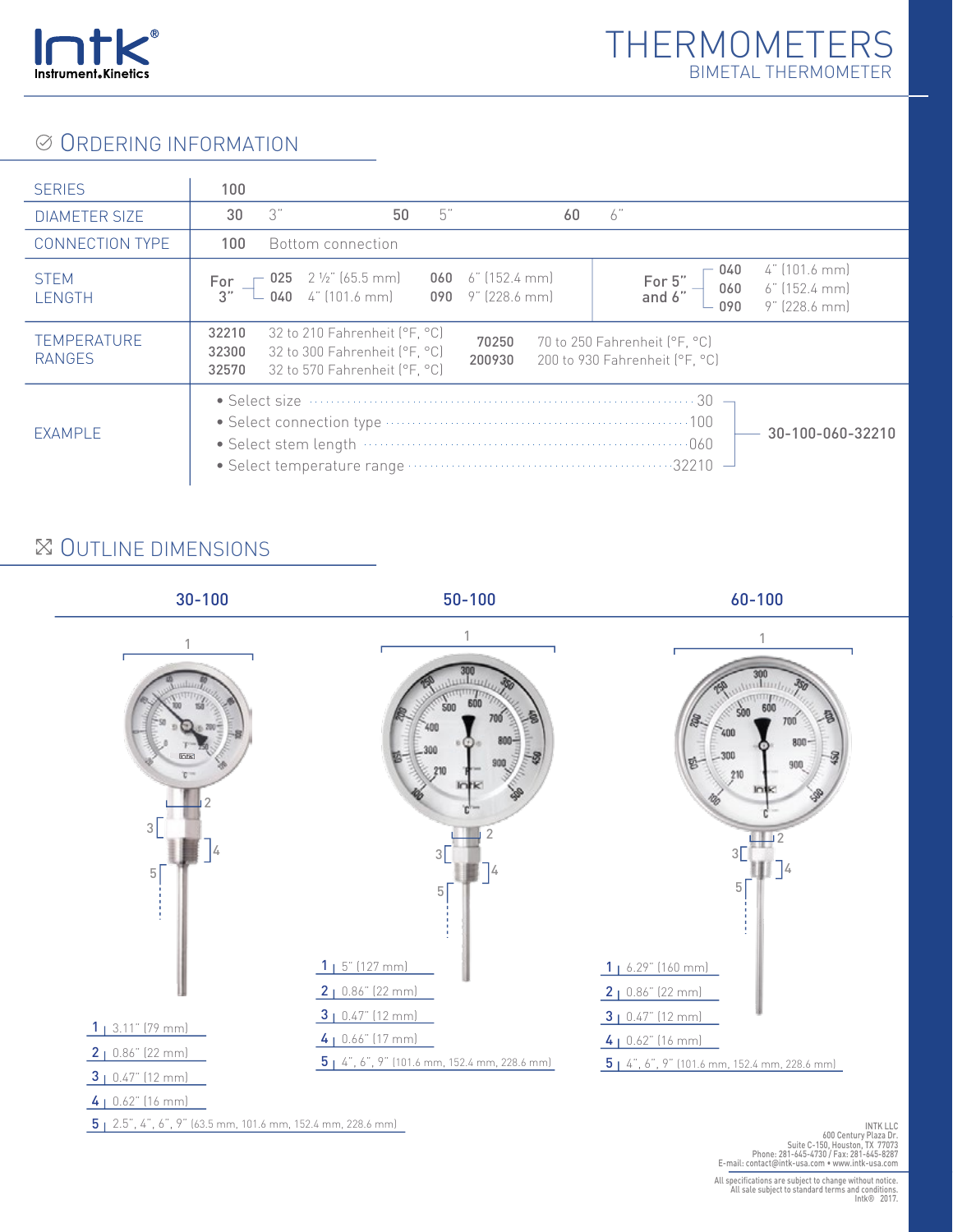# THERMOMETERS
## BIMETAL THERMOMETER

## Ordering Information

| | |
|---|---|
| SERIES | 100 |
| DIAMETER SIZE | 30 3" · 50 5" · 60 6" |
| CONNECTION TYPE | 100 Bottom connection |
| STEM LENGTH | For 3": 025 2 ½" (65.5 mm), 040 4" (101.6 mm), 060 6" (152.4 mm), 090 9" (228.6 mm) · For 5" and 6": 040 4" (101.6 mm), 060 6" (152.4 mm), 090 9" (228.6 mm) |
| TEMPERATURE RANGES | 32210 32 to 210 Fahrenheit (°F, °C) · 32300 32 to 300 Fahrenheit (°F, °C) · 32570 32 to 570 Fahrenheit (°F, °C) · 70250 70 to 250 Fahrenheit (°F, °C) · 200930 200 to 930 Fahrenheit (°F, °C) |
| EXAMPLE | • Select size ........ 30<br>• Select connection type ........ 100<br>• Select stem length ........ 060<br>• Select temperature range ........ 32210<br>→ 30-100-060-32210 |

## Outline Dimensions

### 30-100

1 | 3.11" (79 mm)
2 | 0.86" (22 mm)
3 | 0.47" (12 mm)
4 | 0.62" (16 mm)
5 | 2.5", 4", 6", 9" (63.5 mm, 101.6 mm, 152.4 mm, 228.6 mm)

### 50-100

1 | 5" (127 mm)
2 | 0.86" (22 mm)
3 | 0.47" (12 mm)
4 | 0.66" (17 mm)
5 | 4", 6", 9" (101.6 mm, 152.4 mm, 228.6 mm)

### 60-100

1 | 6.29" (160 mm)
2 | 0.86" (22 mm)
3 | 0.47" (12 mm)
4 | 0.62" (16 mm)
5 | 4", 6", 9" (101.6 mm, 152.4 mm, 228.6 mm)

INTK LLC
600 Century Plaza Dr.
Suite C-150, Houston, TX 77073
Phone: 281-645-4730 / Fax: 281-645-8287
E-mail: contact@intk-usa.com • www.intk-usa.com

All specifications are subject to change without notice.
All sale subject to standard terms and conditions.
Intk® 2017.